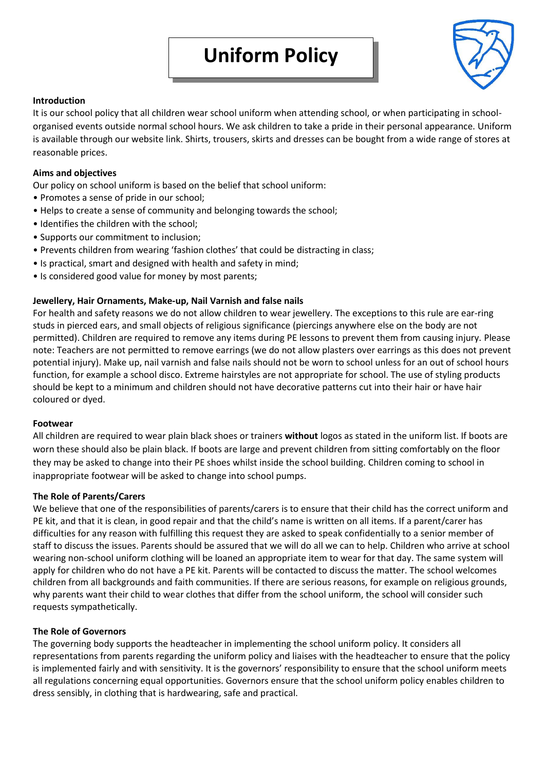# Uniform Policy

## Introduction

It is our school policy that all children wear school uniform when attending school, or when participating in school-organised events outside normal school hours. We ask children to take a pride in their personal appearance. Uniform is available through our website link. Shirts, trousers, skirts and dresses can be bought from a wide range of stores at reasonable prices.

## Aims and objectives

Our policy on school uniform is based on the belief that school uniform:

- Promotes a sense of pride in our school;
- Helps to create a sense of community and belonging towards the school;
- Identifies the children with the school;
- Supports our commitment to inclusion;
- Prevents children from wearing 'fashion clothes' that could be distracting in class;
- Is practical, smart and designed with health and safety in mind;
- Is considered good value for money by most parents;

## Jewellery, Hair Ornaments, Make-up, Nail Varnish and false nails

For health and safety reasons we do not allow children to wear jewellery. The exceptions to this rule are ear-ring studs in pierced ears, and small objects of religious significance (piercings anywhere else on the body are not permitted). Children are required to remove any items during PE lessons to prevent them from causing injury. Please note: Teachers are not permitted to remove earrings (we do not allow plasters over earrings as this does not prevent potential injury). Make up, nail varnish and false nails should not be worn to school unless for an out of school hours function, for example a school disco. Extreme hairstyles are not appropriate for school. The use of styling products should be kept to a minimum and children should not have decorative patterns cut into their hair or have hair coloured or dyed.

## Footwear

All children are required to wear plain black shoes or trainers **without** logos as stated in the uniform list. If boots are worn these should also be plain black. If boots are large and prevent children from sitting comfortably on the floor they may be asked to change into their PE shoes whilst inside the school building. Children coming to school in inappropriate footwear will be asked to change into school pumps.

## The Role of Parents/Carers

We believe that one of the responsibilities of parents/carers is to ensure that their child has the correct uniform and PE kit, and that it is clean, in good repair and that the child's name is written on all items. If a parent/carer has difficulties for any reason with fulfilling this request they are asked to speak confidentially to a senior member of staff to discuss the issues. Parents should be assured that we will do all we can to help. Children who arrive at school wearing non-school uniform clothing will be loaned an appropriate item to wear for that day. The same system will apply for children who do not have a PE kit. Parents will be contacted to discuss the matter. The school welcomes children from all backgrounds and faith communities. If there are serious reasons, for example on religious grounds, why parents want their child to wear clothes that differ from the school uniform, the school will consider such requests sympathetically.

## The Role of Governors

The governing body supports the headteacher in implementing the school uniform policy. It considers all representations from parents regarding the uniform policy and liaises with the headteacher to ensure that the policy is implemented fairly and with sensitivity. It is the governors' responsibility to ensure that the school uniform meets all regulations concerning equal opportunities. Governors ensure that the school uniform policy enables children to dress sensibly, in clothing that is hardwearing, safe and practical.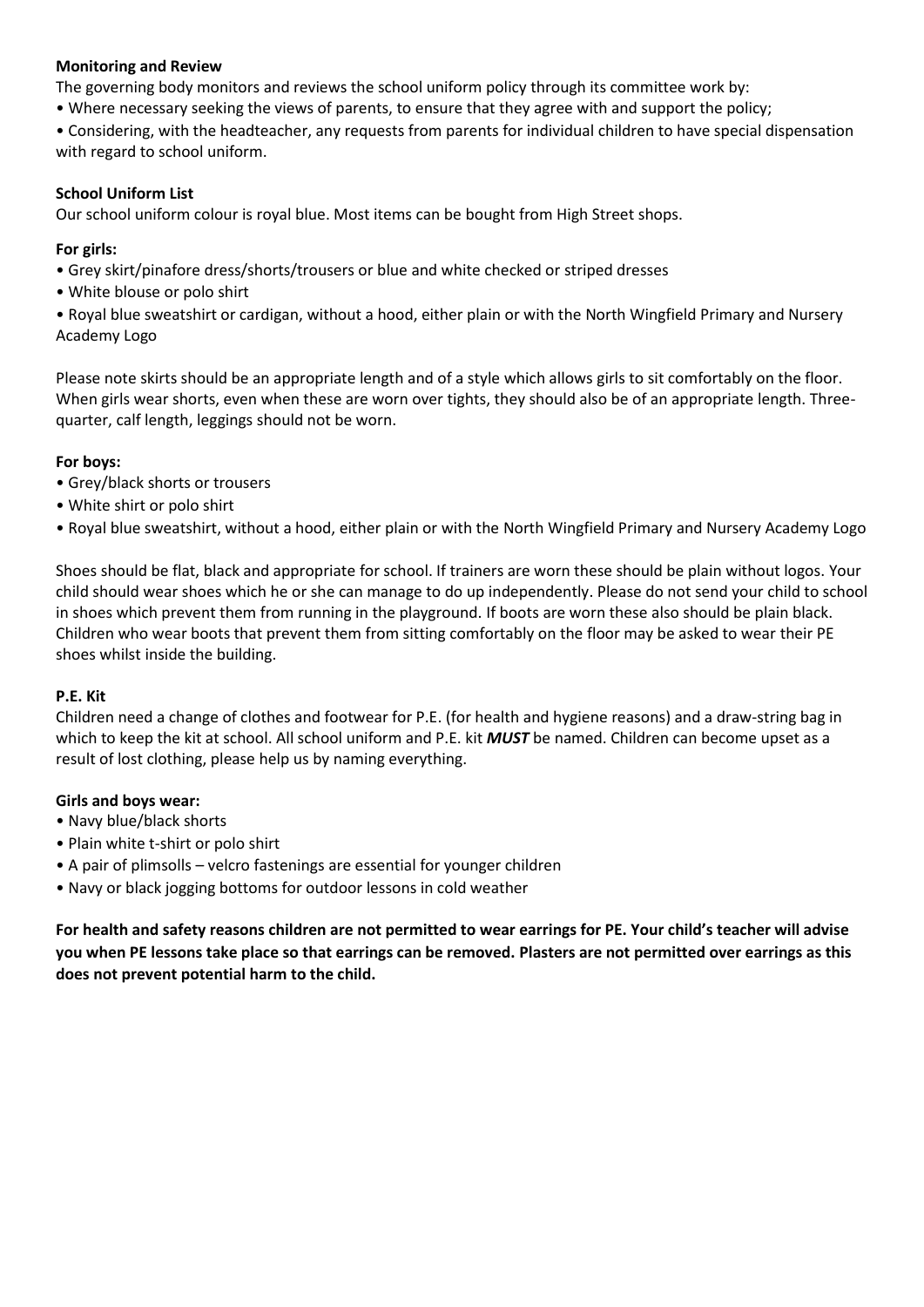**Monitoring and Review**

The governing body monitors and reviews the school uniform policy through its committee work by:

- Where necessary seeking the views of parents, to ensure that they agree with and support the policy;
- Considering, with the headteacher, any requests from parents for individual children to have special dispensation with regard to school uniform.

**School Uniform List**

Our school uniform colour is royal blue. Most items can be bought from High Street shops.

**For girls:**

- Grey skirt/pinafore dress/shorts/trousers or blue and white checked or striped dresses
- White blouse or polo shirt
- Royal blue sweatshirt or cardigan, without a hood, either plain or with the North Wingfield Primary and Nursery Academy Logo

Please note skirts should be an appropriate length and of a style which allows girls to sit comfortably on the floor. When girls wear shorts, even when these are worn over tights, they should also be of an appropriate length. Three-quarter, calf length, leggings should not be worn.

**For boys:**

- Grey/black shorts or trousers
- White shirt or polo shirt
- Royal blue sweatshirt, without a hood, either plain or with the North Wingfield Primary and Nursery Academy Logo

Shoes should be flat, black and appropriate for school. If trainers are worn these should be plain without logos. Your child should wear shoes which he or she can manage to do up independently. Please do not send your child to school in shoes which prevent them from running in the playground. If boots are worn these also should be plain black. Children who wear boots that prevent them from sitting comfortably on the floor may be asked to wear their PE shoes whilst inside the building.

**P.E. Kit**

Children need a change of clothes and footwear for P.E. (for health and hygiene reasons) and a draw-string bag in which to keep the kit at school. All school uniform and P.E. kit ***MUST*** be named. Children can become upset as a result of lost clothing, please help us by naming everything.

**Girls and boys wear:**

- Navy blue/black shorts
- Plain white t-shirt or polo shirt
- A pair of plimsolls – velcro fastenings are essential for younger children
- Navy or black jogging bottoms for outdoor lessons in cold weather

**For health and safety reasons children are not permitted to wear earrings for PE. Your child's teacher will advise you when PE lessons take place so that earrings can be removed. Plasters are not permitted over earrings as this does not prevent potential harm to the child.**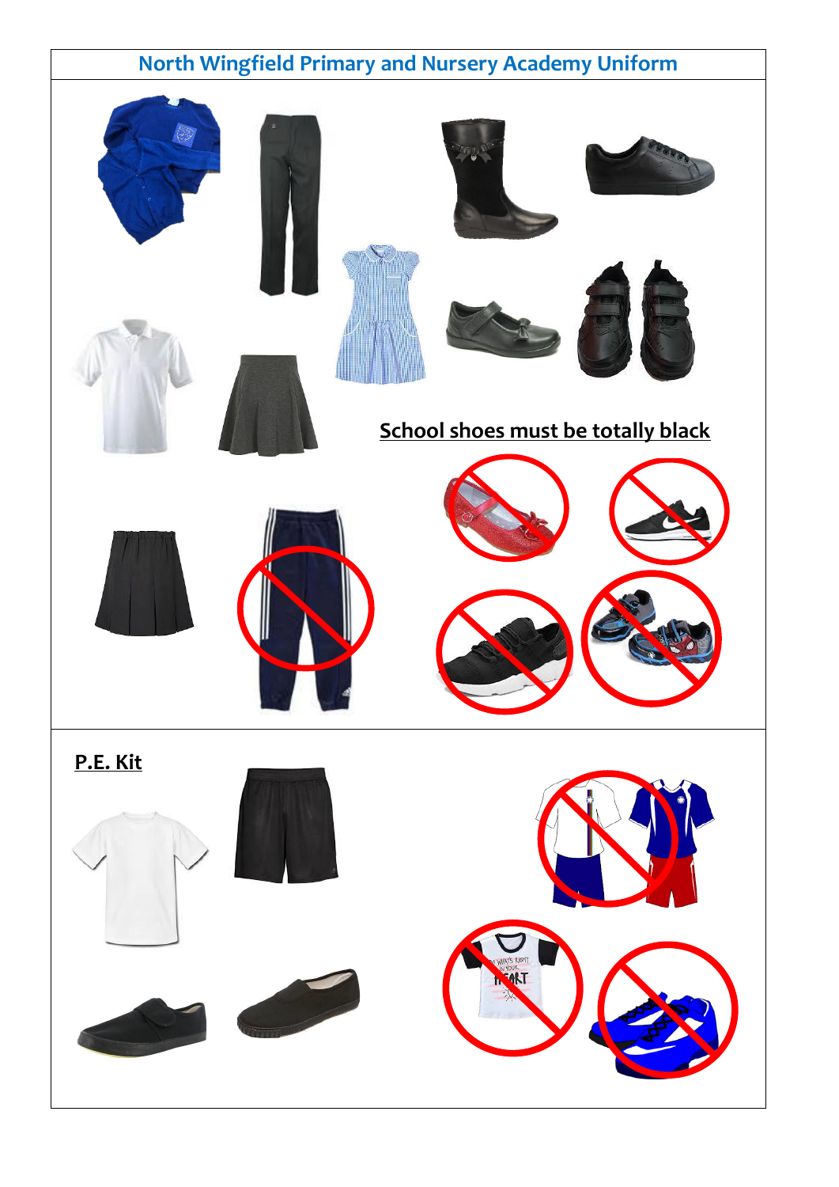# North Wingfield Primary and Nursery Academy Uniform

**School shoes must be totally black**

**P.E. Kit**